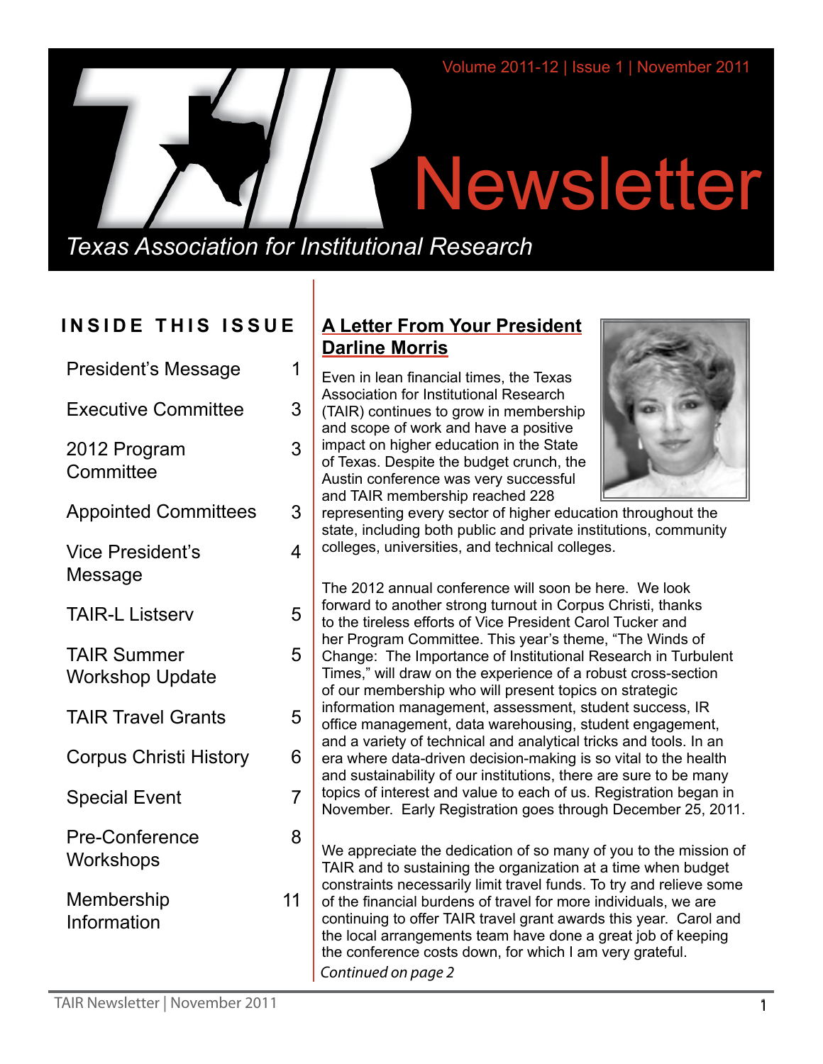Volume 2011-12 | Issue 1 | November 2011

# TAIR Newsletter

*Texas Association for Institutional Research*

## INSIDE THIS ISSUE

| | |
|---|---|
| President's Message | 1 |
| Executive Committee | 3 |
| 2012 Program Committee | 3 |
| Appointed Committees | 3 |
| Vice President's Message | 4 |
| TAIR-L Listserv | 5 |
| TAIR Summer Workshop Update | 5 |
| TAIR Travel Grants | 5 |
| Corpus Christi History | 6 |
| Special Event | 7 |
| Pre-Conference Workshops | 8 |
| Membership Information | 11 |

## A Letter From Your President Darline Morris

Even in lean financial times, the Texas Association for Institutional Research (TAIR) continues to grow in membership and scope of work and have a positive impact on higher education in the State of Texas. Despite the budget crunch, the Austin conference was very successful and TAIR membership reached 228 representing every sector of higher education throughout the state, including both public and private institutions, community colleges, universities, and technical colleges.

The 2012 annual conference will soon be here. We look forward to another strong turnout in Corpus Christi, thanks to the tireless efforts of Vice President Carol Tucker and her Program Committee. This year's theme, "The Winds of Change: The Importance of Institutional Research in Turbulent Times," will draw on the experience of a robust cross-section of our membership who will present topics on strategic information management, assessment, student success, IR office management, data warehousing, student engagement, and a variety of technical and analytical tricks and tools. In an era where data-driven decision-making is so vital to the health and sustainability of our institutions, there are sure to be many topics of interest and value to each of us. Registration began in November. Early Registration goes through December 25, 2011.

We appreciate the dedication of so many of you to the mission of TAIR and to sustaining the organization at a time when budget constraints necessarily limit travel funds. To try and relieve some of the financial burdens of travel for more individuals, we are continuing to offer TAIR travel grant awards this year. Carol and the local arrangements team have done a great job of keeping the conference costs down, for which I am very grateful.

*Continued on page 2*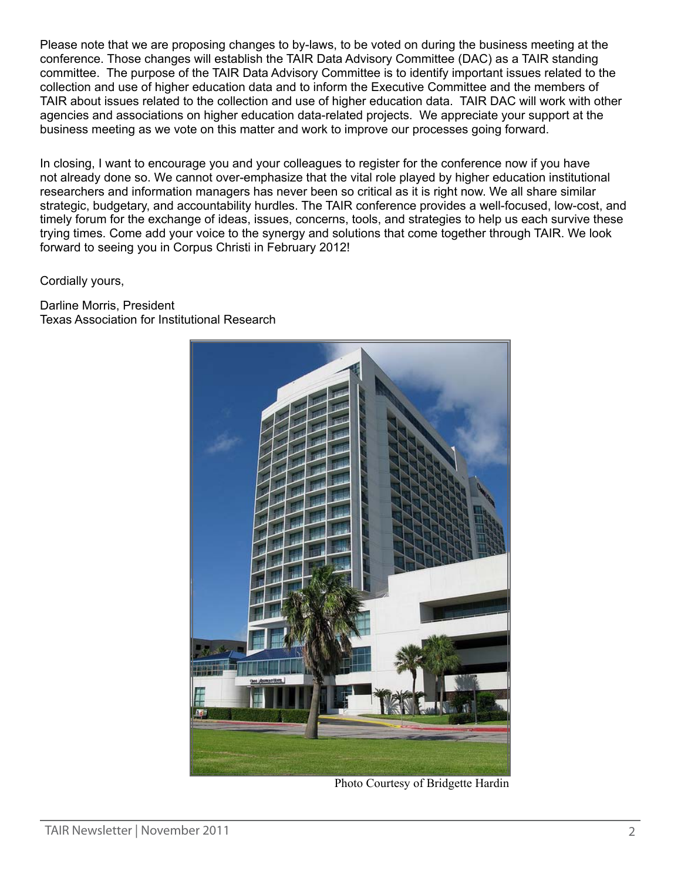Please note that we are proposing changes to by-laws, to be voted on during the business meeting at the conference. Those changes will establish the TAIR Data Advisory Committee (DAC) as a TAIR standing committee. The purpose of the TAIR Data Advisory Committee is to identify important issues related to the collection and use of higher education data and to inform the Executive Committee and the members of TAIR about issues related to the collection and use of higher education data. TAIR DAC will work with other agencies and associations on higher education data-related projects. We appreciate your support at the business meeting as we vote on this matter and work to improve our processes going forward.

In closing, I want to encourage you and your colleagues to register for the conference now if you have not already done so. We cannot over-emphasize that the vital role played by higher education institutional researchers and information managers has never been so critical as it is right now. We all share similar strategic, budgetary, and accountability hurdles. The TAIR conference provides a well-focused, low-cost, and timely forum for the exchange of ideas, issues, concerns, tools, and strategies to help us each survive these trying times. Come add your voice to the synergy and solutions that come together through TAIR. We look forward to seeing you in Corpus Christi in February 2012!

Cordially yours,

Darline Morris, President
Texas Association for Institutional Research

Photo Courtesy of Bridgette Hardin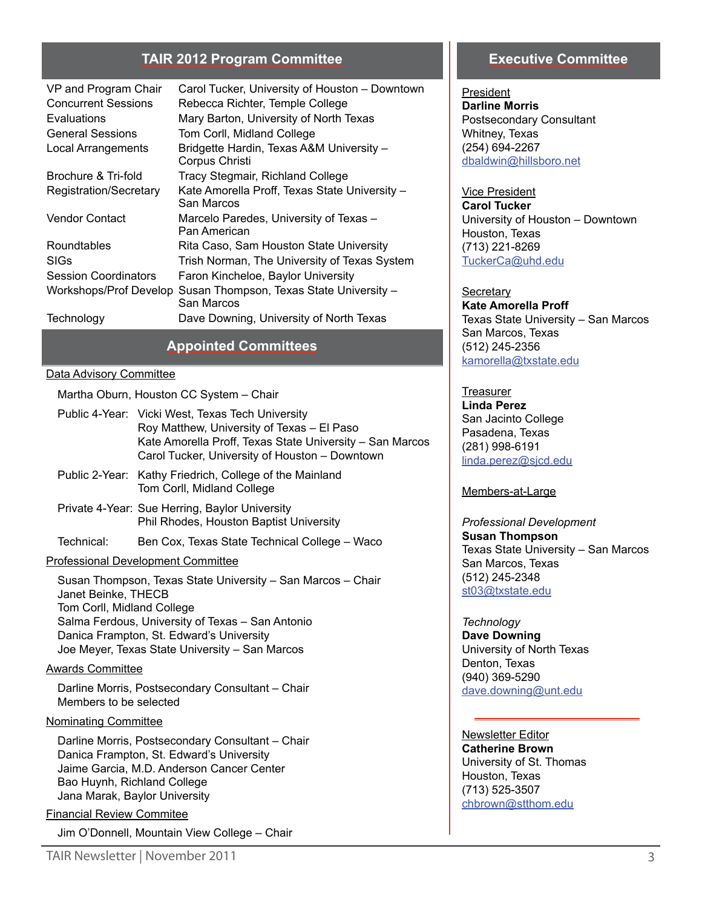## TAIR 2012 Program Committee

| Role | Name |
|---|---|
| VP and Program Chair | Carol Tucker, University of Houston – Downtown |
| Concurrent Sessions | Rebecca Richter, Temple College |
| Evaluations | Mary Barton, University of North Texas |
| General Sessions | Tom Corll, Midland College |
| Local Arrangements | Bridgette Hardin, Texas A&M University – Corpus Christi |
| Brochure & Tri-fold | Tracy Stegmair, Richland College |
| Registration/Secretary | Kate Amorella Proff, Texas State University – San Marcos |
| Vendor Contact | Marcelo Paredes, University of Texas – Pan American |
| Roundtables | Rita Caso, Sam Houston State University |
| SIGs | Trish Norman, The University of Texas System |
| Session Coordinators | Faron Kincheloe, Baylor University |
| Workshops/Prof Develop | Susan Thompson, Texas State University – San Marcos |
| Technology | Dave Downing, University of North Texas |

## Appointed Committees

Data Advisory Committee

Martha Oburn, Houston CC System – Chair

Public 4-Year: Vicki West, Texas Tech University
Roy Matthew, University of Texas – El Paso
Kate Amorella Proff, Texas State University – San Marcos
Carol Tucker, University of Houston – Downtown

Public 2-Year: Kathy Friedrich, College of the Mainland
Tom Corll, Midland College

Private 4-Year: Sue Herring, Baylor University
Phil Rhodes, Houston Baptist University

Technical: Ben Cox, Texas State Technical College – Waco

Professional Development Committee

Susan Thompson, Texas State University – San Marcos – Chair
Janet Beinke, THECB
Tom Corll, Midland College
Salma Ferdous, University of Texas – San Antonio
Danica Frampton, St. Edward's University
Joe Meyer, Texas State University – San Marcos

Awards Committee

Darline Morris, Postsecondary Consultant – Chair
Members to be selected

Nominating Committee

Darline Morris, Postsecondary Consultant – Chair
Danica Frampton, St. Edward's University
Jaime Garcia, M.D. Anderson Cancer Center
Bao Huynh, Richland College
Jana Marak, Baylor University

Financial Review Commitee

Jim O'Donnell, Mountain View College – Chair

## Executive Committee

President
**Darline Morris**
Postsecondary Consultant
Whitney, Texas
(254) 694-2267
dbaldwin@hillsboro.net

Vice President
**Carol Tucker**
University of Houston – Downtown
Houston, Texas
(713) 221-8269
TuckerCa@uhd.edu

Secretary
**Kate Amorella Proff**
Texas State University – San Marcos
San Marcos, Texas
(512) 245-2356
kamorella@txstate.edu

Treasurer
**Linda Perez**
San Jacinto College
Pasadena, Texas
(281) 998-6191
linda.perez@sjcd.edu

Members-at-Large

*Professional Development*
**Susan Thompson**
Texas State University – San Marcos
San Marcos, Texas
(512) 245-2348
st03@txstate.edu

*Technology*
**Dave Downing**
University of North Texas
Denton, Texas
(940) 369-5290
dave.downing@unt.edu

Newsletter Editor
**Catherine Brown**
University of St. Thomas
Houston, Texas
(713) 525-3507
chbrown@stthom.edu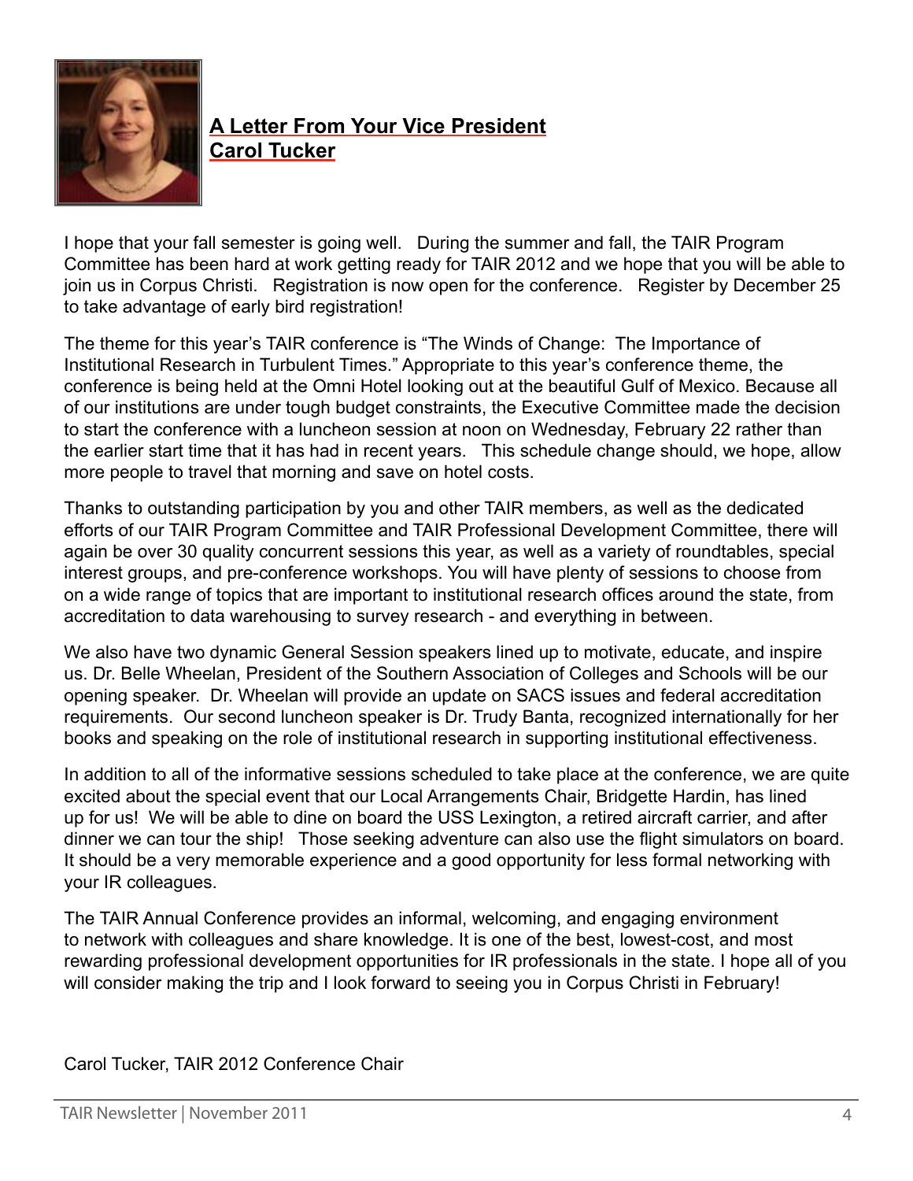## A Letter From Your Vice President
## Carol Tucker

I hope that your fall semester is going well. During the summer and fall, the TAIR Program Committee has been hard at work getting ready for TAIR 2012 and we hope that you will be able to join us in Corpus Christi. Registration is now open for the conference. Register by December 25 to take advantage of early bird registration!

The theme for this year's TAIR conference is "The Winds of Change: The Importance of Institutional Research in Turbulent Times." Appropriate to this year's conference theme, the conference is being held at the Omni Hotel looking out at the beautiful Gulf of Mexico. Because all of our institutions are under tough budget constraints, the Executive Committee made the decision to start the conference with a luncheon session at noon on Wednesday, February 22 rather than the earlier start time that it has had in recent years. This schedule change should, we hope, allow more people to travel that morning and save on hotel costs.

Thanks to outstanding participation by you and other TAIR members, as well as the dedicated efforts of our TAIR Program Committee and TAIR Professional Development Committee, there will again be over 30 quality concurrent sessions this year, as well as a variety of roundtables, special interest groups, and pre-conference workshops. You will have plenty of sessions to choose from on a wide range of topics that are important to institutional research offices around the state, from accreditation to data warehousing to survey research - and everything in between.

We also have two dynamic General Session speakers lined up to motivate, educate, and inspire us. Dr. Belle Wheelan, President of the Southern Association of Colleges and Schools will be our opening speaker. Dr. Wheelan will provide an update on SACS issues and federal accreditation requirements. Our second luncheon speaker is Dr. Trudy Banta, recognized internationally for her books and speaking on the role of institutional research in supporting institutional effectiveness.

In addition to all of the informative sessions scheduled to take place at the conference, we are quite excited about the special event that our Local Arrangements Chair, Bridgette Hardin, has lined up for us! We will be able to dine on board the USS Lexington, a retired aircraft carrier, and after dinner we can tour the ship! Those seeking adventure can also use the flight simulators on board. It should be a very memorable experience and a good opportunity for less formal networking with your IR colleagues.

The TAIR Annual Conference provides an informal, welcoming, and engaging environment to network with colleagues and share knowledge. It is one of the best, lowest-cost, and most rewarding professional development opportunities for IR professionals in the state. I hope all of you will consider making the trip and I look forward to seeing you in Corpus Christi in February!

Carol Tucker, TAIR 2012 Conference Chair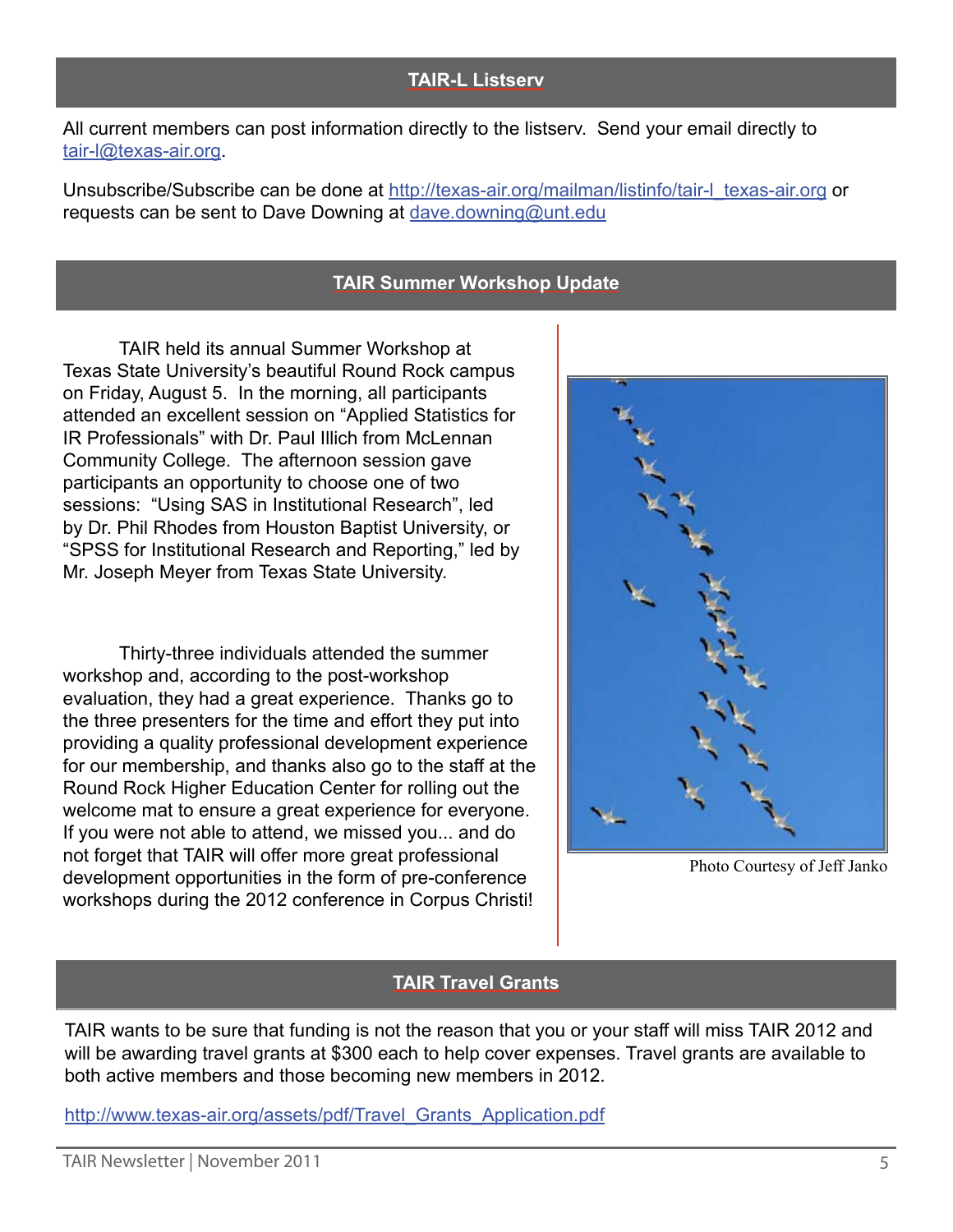## TAIR-L Listserv

All current members can post information directly to the listserv. Send your email directly to tair-l@texas-air.org.

Unsubscribe/Subscribe can be done at http://texas-air.org/mailman/listinfo/tair-l_texas-air.org or requests can be sent to Dave Downing at dave.downing@unt.edu

## TAIR Summer Workshop Update

TAIR held its annual Summer Workshop at Texas State University's beautiful Round Rock campus on Friday, August 5. In the morning, all participants attended an excellent session on "Applied Statistics for IR Professionals" with Dr. Paul Illich from McLennan Community College. The afternoon session gave participants an opportunity to choose one of two sessions: "Using SAS in Institutional Research", led by Dr. Phil Rhodes from Houston Baptist University, or "SPSS for Institutional Research and Reporting," led by Mr. Joseph Meyer from Texas State University.

Thirty-three individuals attended the summer workshop and, according to the post-workshop evaluation, they had a great experience. Thanks go to the three presenters for the time and effort they put into providing a quality professional development experience for our membership, and thanks also go to the staff at the Round Rock Higher Education Center for rolling out the welcome mat to ensure a great experience for everyone. If you were not able to attend, we missed you... and do not forget that TAIR will offer more great professional development opportunities in the form of pre-conference workshops during the 2012 conference in Corpus Christi!

Photo Courtesy of Jeff Janko

## TAIR Travel Grants

TAIR wants to be sure that funding is not the reason that you or your staff will miss TAIR 2012 and will be awarding travel grants at $300 each to help cover expenses. Travel grants are available to both active members and those becoming new members in 2012.

http://www.texas-air.org/assets/pdf/Travel_Grants_Application.pdf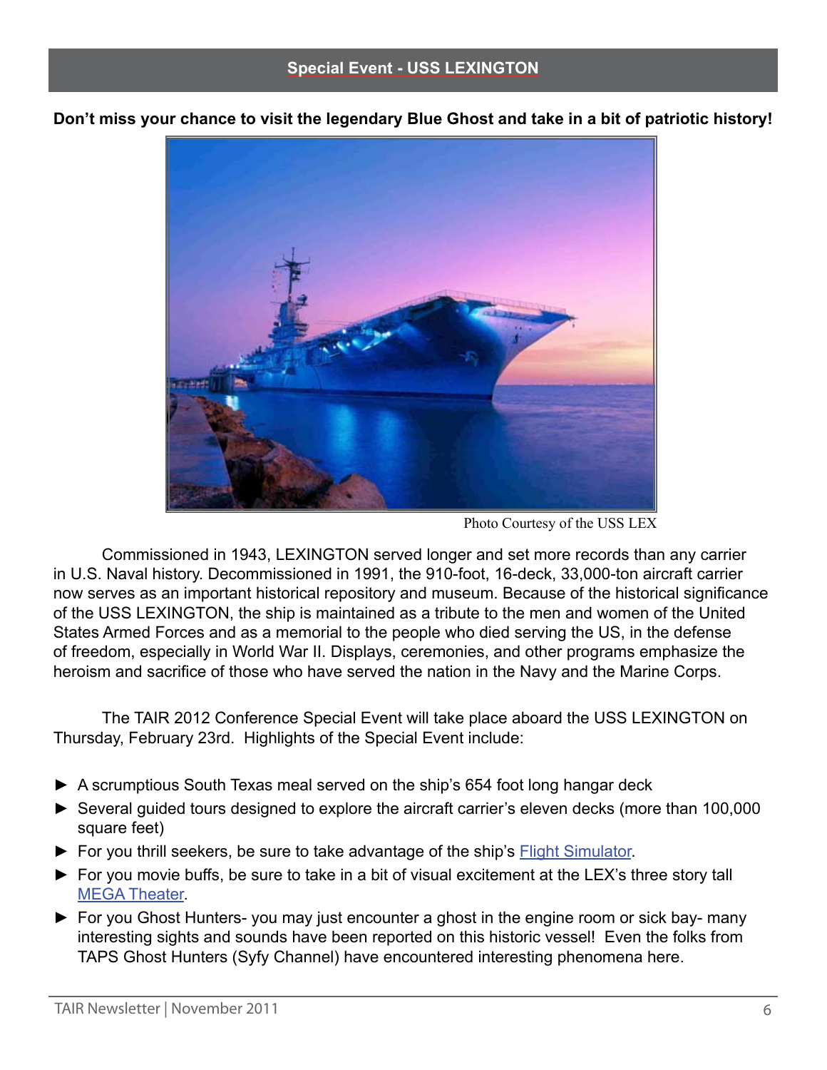## Special Event - USS LEXINGTON

**Don't miss your chance to visit the legendary Blue Ghost and take in a bit of patriotic history!**

Photo Courtesy of the USS LEX

Commissioned in 1943, LEXINGTON served longer and set more records than any carrier in U.S. Naval history. Decommissioned in 1991, the 910-foot, 16-deck, 33,000-ton aircraft carrier now serves as an important historical repository and museum. Because of the historical significance of the USS LEXINGTON, the ship is maintained as a tribute to the men and women of the United States Armed Forces and as a memorial to the people who died serving the US, in the defense of freedom, especially in World War II. Displays, ceremonies, and other programs emphasize the heroism and sacrifice of those who have served the nation in the Navy and the Marine Corps.

The TAIR 2012 Conference Special Event will take place aboard the USS LEXINGTON on Thursday, February 23rd. Highlights of the Special Event include:

- ► A scrumptious South Texas meal served on the ship's 654 foot long hangar deck
- ► Several guided tours designed to explore the aircraft carrier's eleven decks (more than 100,000 square feet)
- ► For you thrill seekers, be sure to take advantage of the ship's Flight Simulator.
- ► For you movie buffs, be sure to take in a bit of visual excitement at the LEX's three story tall MEGA Theater.
- ► For you Ghost Hunters- you may just encounter a ghost in the engine room or sick bay- many interesting sights and sounds have been reported on this historic vessel! Even the folks from TAPS Ghost Hunters (Syfy Channel) have encountered interesting phenomena here.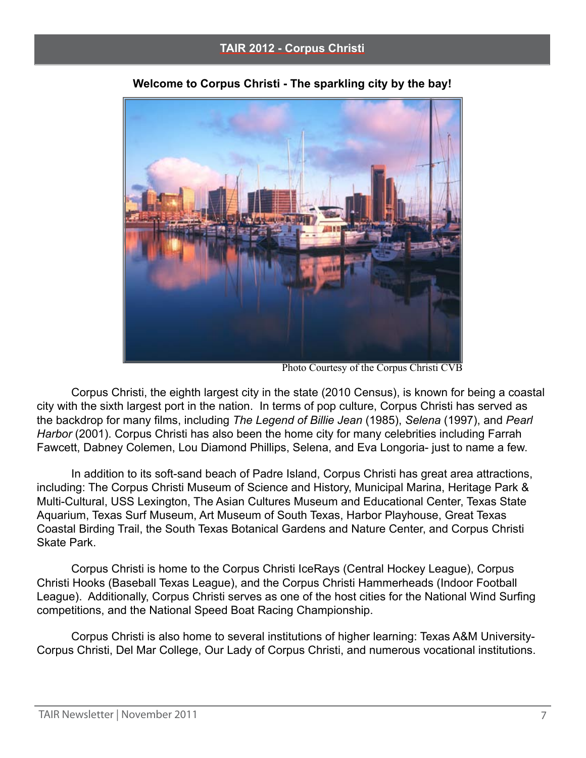## TAIR 2012 - Corpus Christi

**Welcome to Corpus Christi - The sparkling city by the bay!**

Photo Courtesy of the Corpus Christi CVB

Corpus Christi, the eighth largest city in the state (2010 Census), is known for being a coastal city with the sixth largest port in the nation. In terms of pop culture, Corpus Christi has served as the backdrop for many films, including *The Legend of Billie Jean* (1985), *Selena* (1997), and *Pearl Harbor* (2001). Corpus Christi has also been the home city for many celebrities including Farrah Fawcett, Dabney Colemen, Lou Diamond Phillips, Selena, and Eva Longoria- just to name a few.

In addition to its soft-sand beach of Padre Island, Corpus Christi has great area attractions, including: The Corpus Christi Museum of Science and History, Municipal Marina, Heritage Park & Multi-Cultural, USS Lexington, The Asian Cultures Museum and Educational Center, Texas State Aquarium, Texas Surf Museum, Art Museum of South Texas, Harbor Playhouse, Great Texas Coastal Birding Trail, the South Texas Botanical Gardens and Nature Center, and Corpus Christi Skate Park.

Corpus Christi is home to the Corpus Christi IceRays (Central Hockey League), Corpus Christi Hooks (Baseball Texas League), and the Corpus Christi Hammerheads (Indoor Football League). Additionally, Corpus Christi serves as one of the host cities for the National Wind Surfing competitions, and the National Speed Boat Racing Championship.

Corpus Christi is also home to several institutions of higher learning: Texas A&M University-Corpus Christi, Del Mar College, Our Lady of Corpus Christi, and numerous vocational institutions.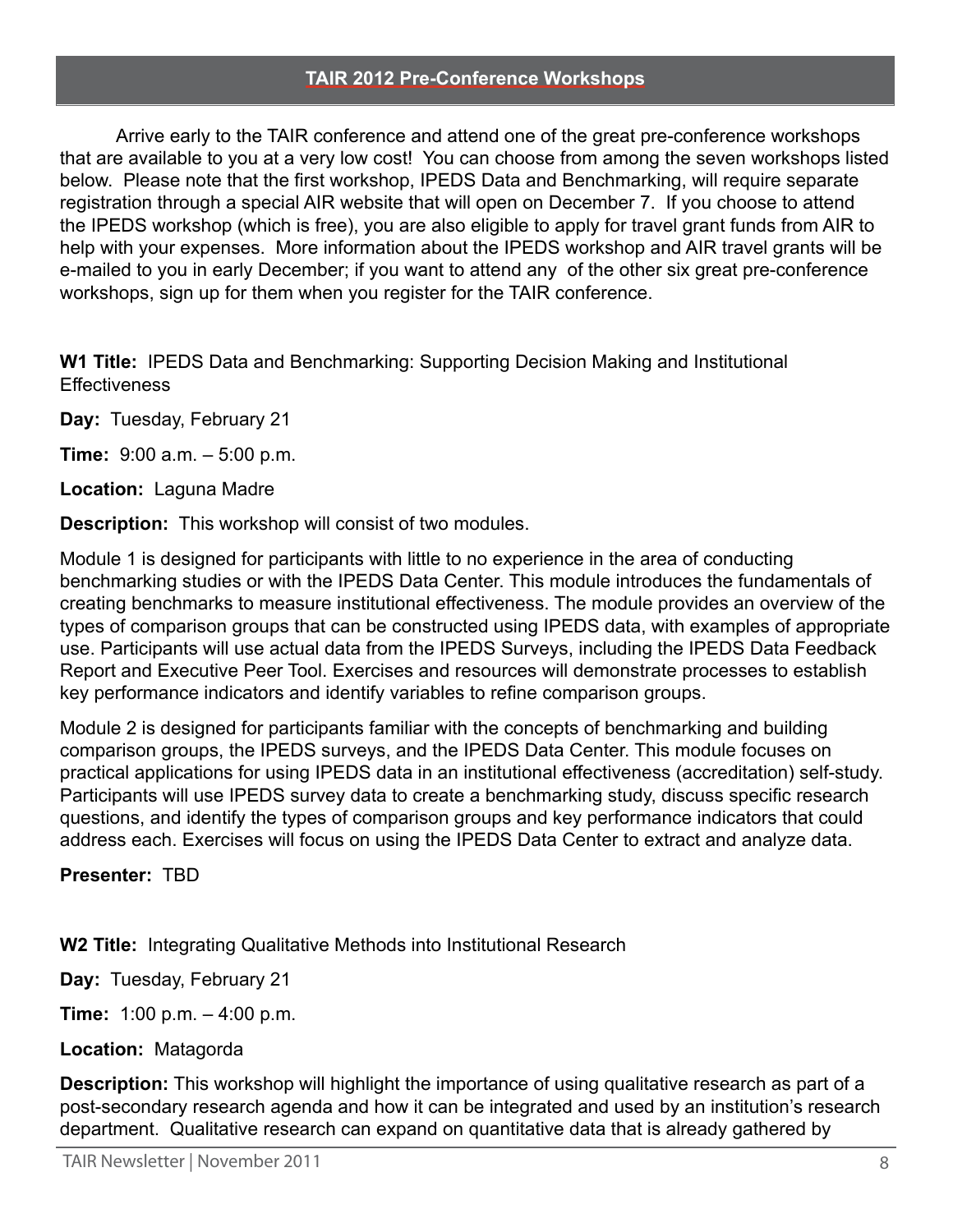## TAIR 2012 Pre-Conference Workshops

Arrive early to the TAIR conference and attend one of the great pre-conference workshops that are available to you at a very low cost! You can choose from among the seven workshops listed below. Please note that the first workshop, IPEDS Data and Benchmarking, will require separate registration through a special AIR website that will open on December 7. If you choose to attend the IPEDS workshop (which is free), you are also eligible to apply for travel grant funds from AIR to help with your expenses. More information about the IPEDS workshop and AIR travel grants will be e-mailed to you in early December; if you want to attend any of the other six great pre-conference workshops, sign up for them when you register for the TAIR conference.

**W1 Title:** IPEDS Data and Benchmarking: Supporting Decision Making and Institutional Effectiveness

**Day:** Tuesday, February 21

**Time:** 9:00 a.m. – 5:00 p.m.

**Location:** Laguna Madre

**Description:** This workshop will consist of two modules.

Module 1 is designed for participants with little to no experience in the area of conducting benchmarking studies or with the IPEDS Data Center. This module introduces the fundamentals of creating benchmarks to measure institutional effectiveness. The module provides an overview of the types of comparison groups that can be constructed using IPEDS data, with examples of appropriate use. Participants will use actual data from the IPEDS Surveys, including the IPEDS Data Feedback Report and Executive Peer Tool. Exercises and resources will demonstrate processes to establish key performance indicators and identify variables to refine comparison groups.

Module 2 is designed for participants familiar with the concepts of benchmarking and building comparison groups, the IPEDS surveys, and the IPEDS Data Center. This module focuses on practical applications for using IPEDS data in an institutional effectiveness (accreditation) self-study. Participants will use IPEDS survey data to create a benchmarking study, discuss specific research questions, and identify the types of comparison groups and key performance indicators that could address each. Exercises will focus on using the IPEDS Data Center to extract and analyze data.

**Presenter:** TBD

**W2 Title:** Integrating Qualitative Methods into Institutional Research

**Day:** Tuesday, February 21

**Time:** 1:00 p.m. – 4:00 p.m.

**Location:** Matagorda

**Description:** This workshop will highlight the importance of using qualitative research as part of a post-secondary research agenda and how it can be integrated and used by an institution's research department. Qualitative research can expand on quantitative data that is already gathered by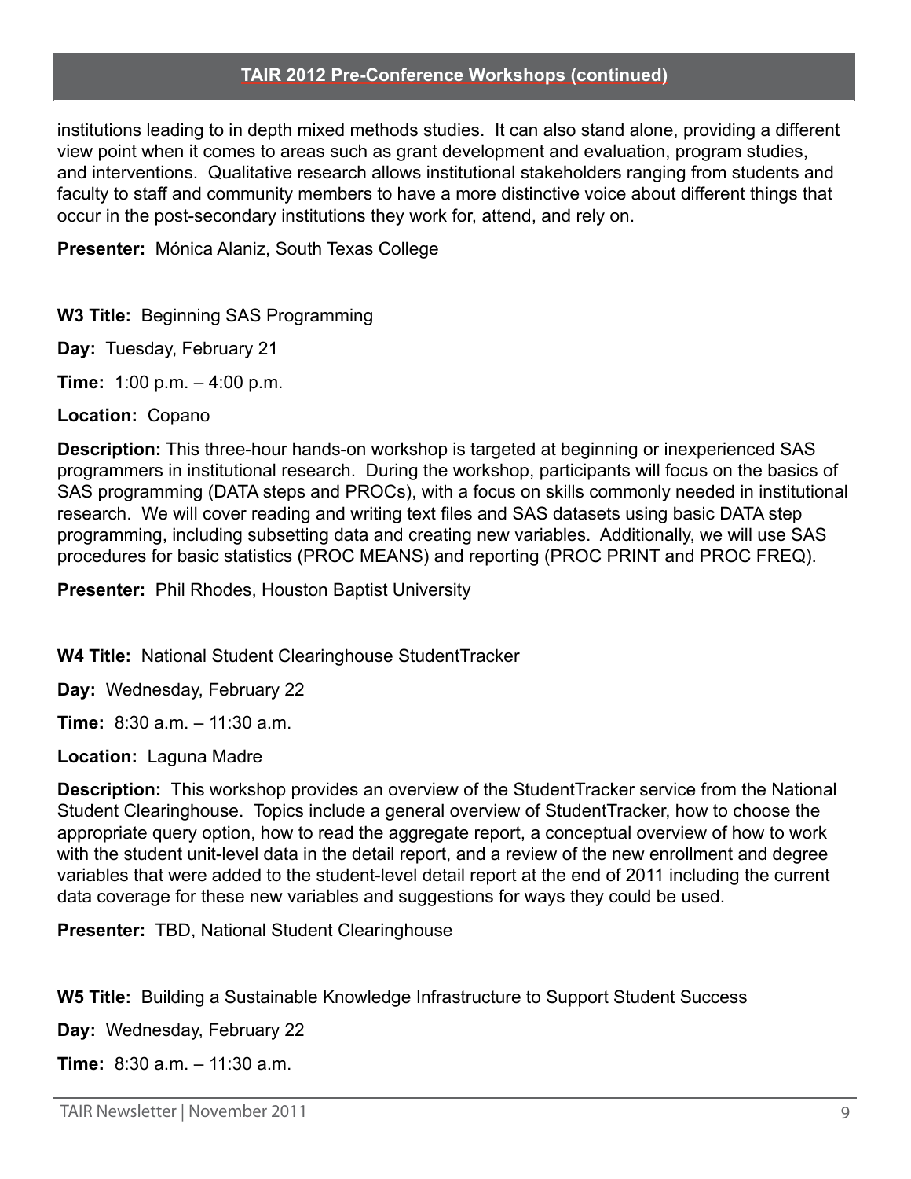## TAIR 2012 Pre-Conference Workshops (continued)

institutions leading to in depth mixed methods studies. It can also stand alone, providing a different view point when it comes to areas such as grant development and evaluation, program studies, and interventions. Qualitative research allows institutional stakeholders ranging from students and faculty to staff and community members to have a more distinctive voice about different things that occur in the post-secondary institutions they work for, attend, and rely on.

**Presenter:** Mónica Alaniz, South Texas College

**W3 Title:** Beginning SAS Programming

**Day:** Tuesday, February 21

**Time:** 1:00 p.m. – 4:00 p.m.

**Location:** Copano

**Description:** This three-hour hands-on workshop is targeted at beginning or inexperienced SAS programmers in institutional research. During the workshop, participants will focus on the basics of SAS programming (DATA steps and PROCs), with a focus on skills commonly needed in institutional research. We will cover reading and writing text files and SAS datasets using basic DATA step programming, including subsetting data and creating new variables. Additionally, we will use SAS procedures for basic statistics (PROC MEANS) and reporting (PROC PRINT and PROC FREQ).

**Presenter:** Phil Rhodes, Houston Baptist University

**W4 Title:** National Student Clearinghouse StudentTracker

**Day:** Wednesday, February 22

**Time:** 8:30 a.m. – 11:30 a.m.

**Location:** Laguna Madre

**Description:** This workshop provides an overview of the StudentTracker service from the National Student Clearinghouse. Topics include a general overview of StudentTracker, how to choose the appropriate query option, how to read the aggregate report, a conceptual overview of how to work with the student unit-level data in the detail report, and a review of the new enrollment and degree variables that were added to the student-level detail report at the end of 2011 including the current data coverage for these new variables and suggestions for ways they could be used.

**Presenter:** TBD, National Student Clearinghouse

**W5 Title:** Building a Sustainable Knowledge Infrastructure to Support Student Success

**Day:** Wednesday, February 22

**Time:** 8:30 a.m. – 11:30 a.m.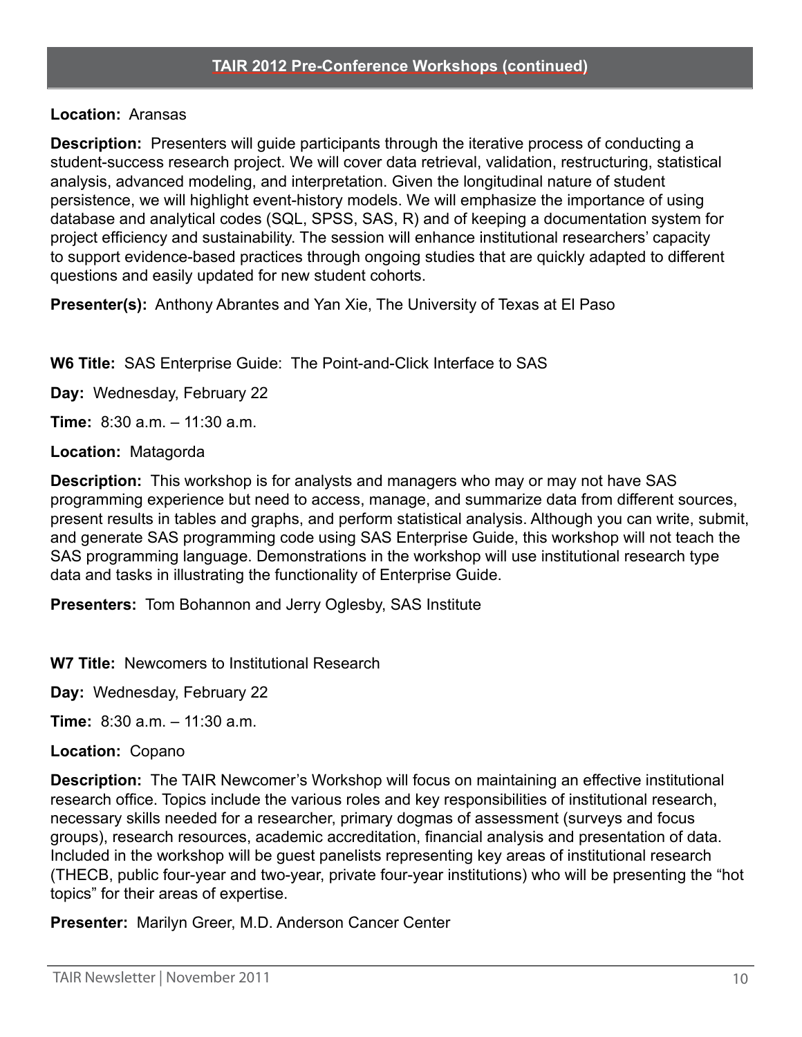## TAIR 2012 Pre-Conference Workshops (continued)

**Location:** Aransas

**Description:** Presenters will guide participants through the iterative process of conducting a student-success research project. We will cover data retrieval, validation, restructuring, statistical analysis, advanced modeling, and interpretation. Given the longitudinal nature of student persistence, we will highlight event-history models. We will emphasize the importance of using database and analytical codes (SQL, SPSS, SAS, R) and of keeping a documentation system for project efficiency and sustainability. The session will enhance institutional researchers' capacity to support evidence-based practices through ongoing studies that are quickly adapted to different questions and easily updated for new student cohorts.

**Presenter(s):** Anthony Abrantes and Yan Xie, The University of Texas at El Paso

**W6 Title:** SAS Enterprise Guide: The Point-and-Click Interface to SAS

**Day:** Wednesday, February 22

**Time:** 8:30 a.m. – 11:30 a.m.

**Location:** Matagorda

**Description:** This workshop is for analysts and managers who may or may not have SAS programming experience but need to access, manage, and summarize data from different sources, present results in tables and graphs, and perform statistical analysis. Although you can write, submit, and generate SAS programming code using SAS Enterprise Guide, this workshop will not teach the SAS programming language. Demonstrations in the workshop will use institutional research type data and tasks in illustrating the functionality of Enterprise Guide.

**Presenters:** Tom Bohannon and Jerry Oglesby, SAS Institute

**W7 Title:** Newcomers to Institutional Research

**Day:** Wednesday, February 22

**Time:** 8:30 a.m. – 11:30 a.m.

**Location:** Copano

**Description:** The TAIR Newcomer's Workshop will focus on maintaining an effective institutional research office. Topics include the various roles and key responsibilities of institutional research, necessary skills needed for a researcher, primary dogmas of assessment (surveys and focus groups), research resources, academic accreditation, financial analysis and presentation of data. Included in the workshop will be guest panelists representing key areas of institutional research (THECB, public four-year and two-year, private four-year institutions) who will be presenting the "hot topics" for their areas of expertise.

**Presenter:** Marilyn Greer, M.D. Anderson Cancer Center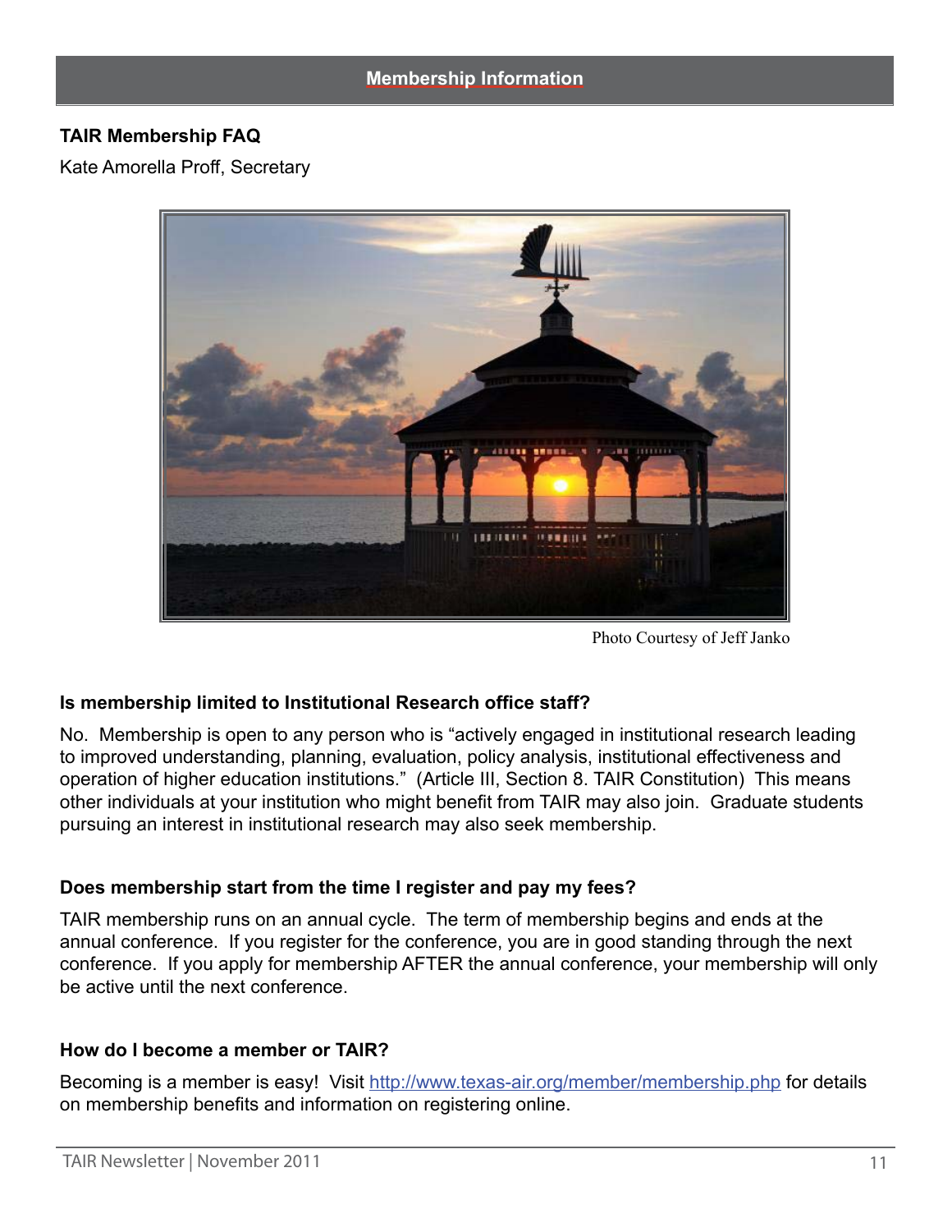## Membership Information

### TAIR Membership FAQ

Kate Amorella Proff, Secretary

Photo Courtesy of Jeff Janko

**Is membership limited to Institutional Research office staff?**

No. Membership is open to any person who is "actively engaged in institutional research leading to improved understanding, planning, evaluation, policy analysis, institutional effectiveness and operation of higher education institutions." (Article III, Section 8. TAIR Constitution) This means other individuals at your institution who might benefit from TAIR may also join. Graduate students pursuing an interest in institutional research may also seek membership.

**Does membership start from the time I register and pay my fees?**

TAIR membership runs on an annual cycle. The term of membership begins and ends at the annual conference. If you register for the conference, you are in good standing through the next conference. If you apply for membership AFTER the annual conference, your membership will only be active until the next conference.

**How do I become a member or TAIR?**

Becoming is a member is easy! Visit http://www.texas-air.org/member/membership.php for details on membership benefits and information on registering online.